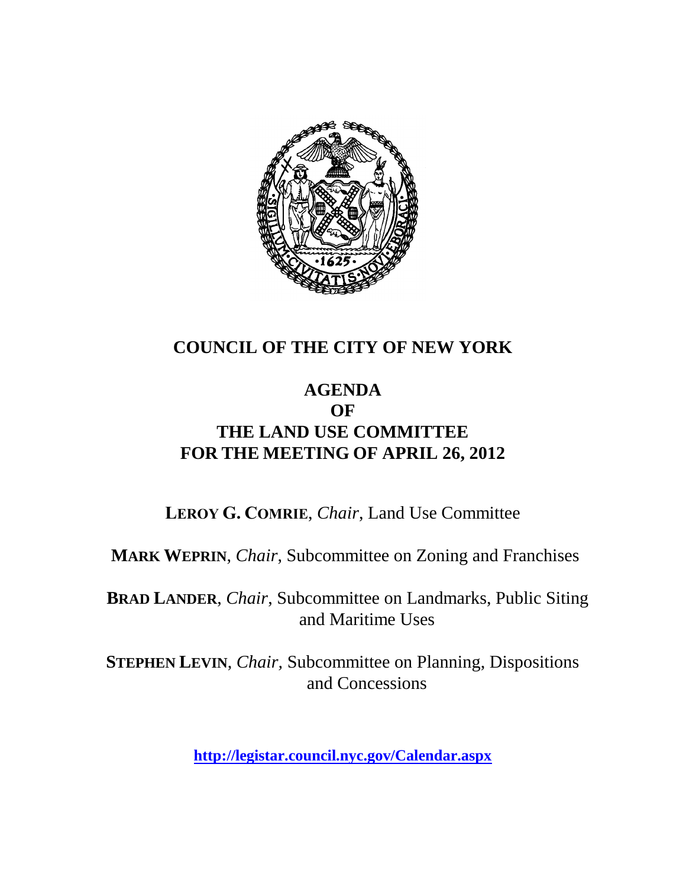# COUNCIL OF THE CITY OF NEW YORK

## AGENDA
## OF
## THE LAND USE COMMITTEE
## FOR THE MEETING OF APRIL 26, 2012

**LEROY G. COMRIE**, *Chair*, Land Use Committee

**MARK WEPRIN**, *Chair*, Subcommittee on Zoning and Franchises

**BRAD LANDER**, *Chair*, Subcommittee on Landmarks, Public Siting and Maritime Uses

**STEPHEN LEVIN**, *Chair*, Subcommittee on Planning, Dispositions and Concessions

**http://legistar.council.nyc.gov/Calendar.aspx**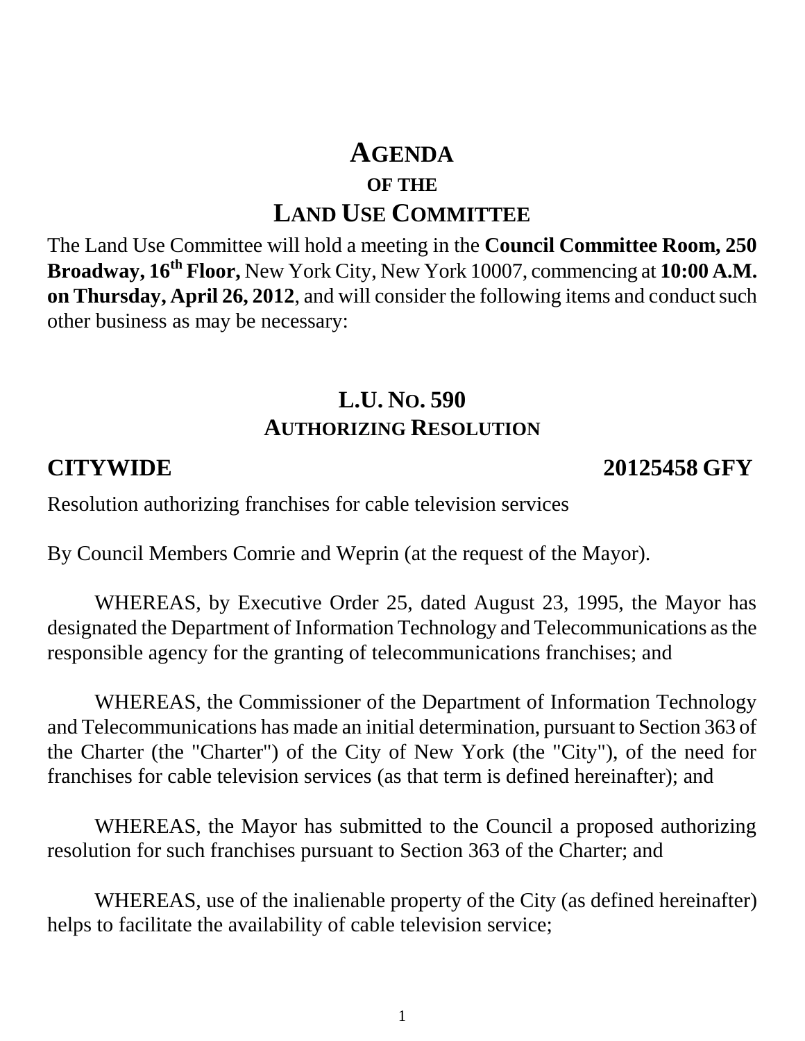# AGENDA

## OF THE

# LAND USE COMMITTEE

The Land Use Committee will hold a meeting in the **Council Committee Room, 250 Broadway, 16th Floor,** New York City, New York 10007, commencing at **10:00 A.M. on Thursday, April 26, 2012**, and will consider the following items and conduct such other business as may be necessary:

## L.U. NO. 590
## AUTHORIZING RESOLUTION

**CITYWIDE** **20125458 GFY**

Resolution authorizing franchises for cable television services

By Council Members Comrie and Weprin (at the request of the Mayor).

WHEREAS, by Executive Order 25, dated August 23, 1995, the Mayor has designated the Department of Information Technology and Telecommunications as the responsible agency for the granting of telecommunications franchises; and

WHEREAS, the Commissioner of the Department of Information Technology and Telecommunications has made an initial determination, pursuant to Section 363 of the Charter (the "Charter") of the City of New York (the "City"), of the need for franchises for cable television services (as that term is defined hereinafter); and

WHEREAS, the Mayor has submitted to the Council a proposed authorizing resolution for such franchises pursuant to Section 363 of the Charter; and

WHEREAS, use of the inalienable property of the City (as defined hereinafter) helps to facilitate the availability of cable television service;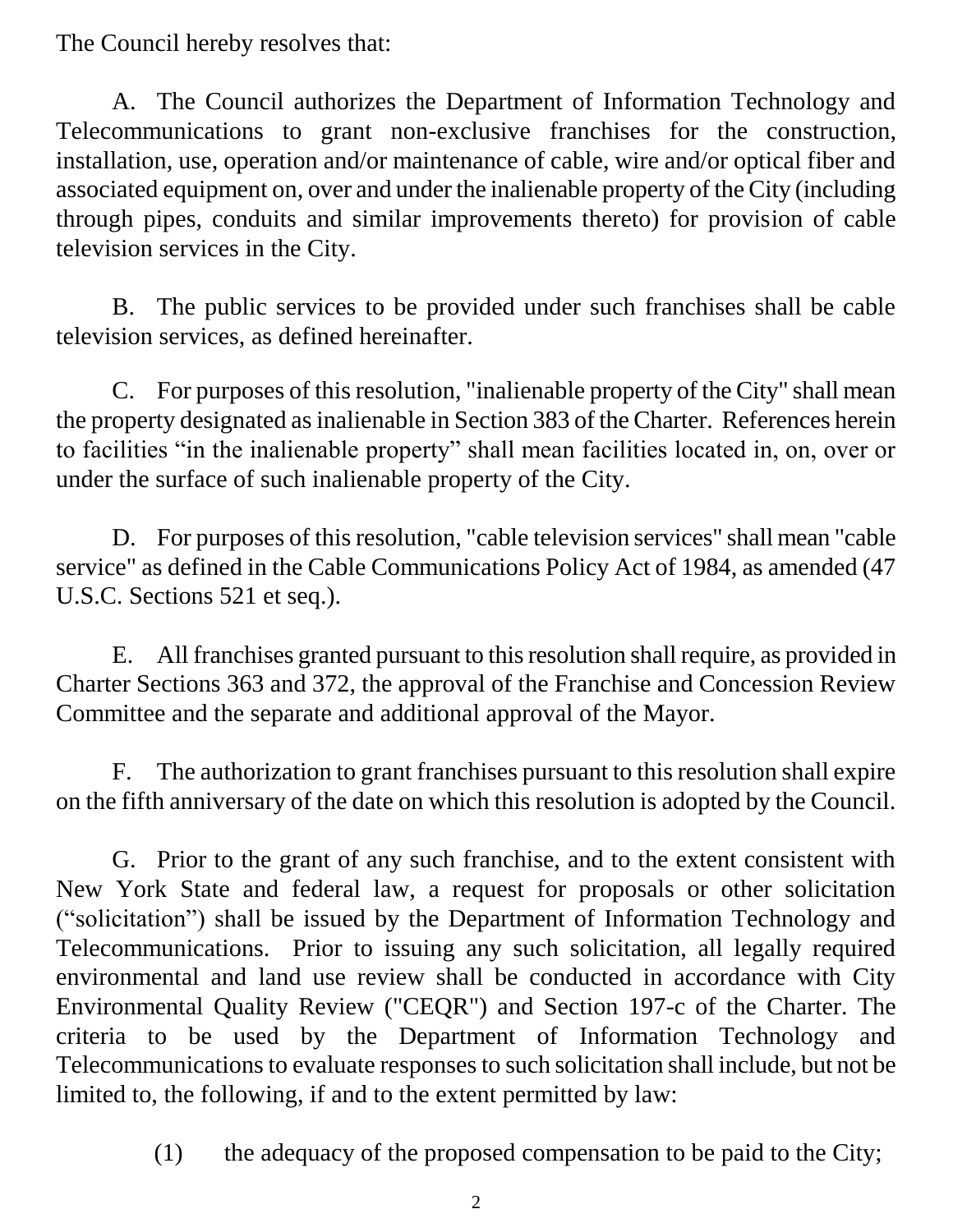The Council hereby resolves that:

A. The Council authorizes the Department of Information Technology and Telecommunications to grant non-exclusive franchises for the construction, installation, use, operation and/or maintenance of cable, wire and/or optical fiber and associated equipment on, over and under the inalienable property of the City (including through pipes, conduits and similar improvements thereto) for provision of cable television services in the City.

B. The public services to be provided under such franchises shall be cable television services, as defined hereinafter.

C. For purposes of this resolution, "inalienable property of the City" shall mean the property designated as inalienable in Section 383 of the Charter. References herein to facilities "in the inalienable property" shall mean facilities located in, on, over or under the surface of such inalienable property of the City.

D. For purposes of this resolution, "cable television services" shall mean "cable service" as defined in the Cable Communications Policy Act of 1984, as amended (47 U.S.C. Sections 521 et seq.).

E. All franchises granted pursuant to this resolution shall require, as provided in Charter Sections 363 and 372, the approval of the Franchise and Concession Review Committee and the separate and additional approval of the Mayor.

F. The authorization to grant franchises pursuant to this resolution shall expire on the fifth anniversary of the date on which this resolution is adopted by the Council.

G. Prior to the grant of any such franchise, and to the extent consistent with New York State and federal law, a request for proposals or other solicitation ("solicitation") shall be issued by the Department of Information Technology and Telecommunications. Prior to issuing any such solicitation, all legally required environmental and land use review shall be conducted in accordance with City Environmental Quality Review ("CEQR") and Section 197-c of the Charter. The criteria to be used by the Department of Information Technology and Telecommunications to evaluate responses to such solicitation shall include, but not be limited to, the following, if and to the extent permitted by law:

(1) the adequacy of the proposed compensation to be paid to the City;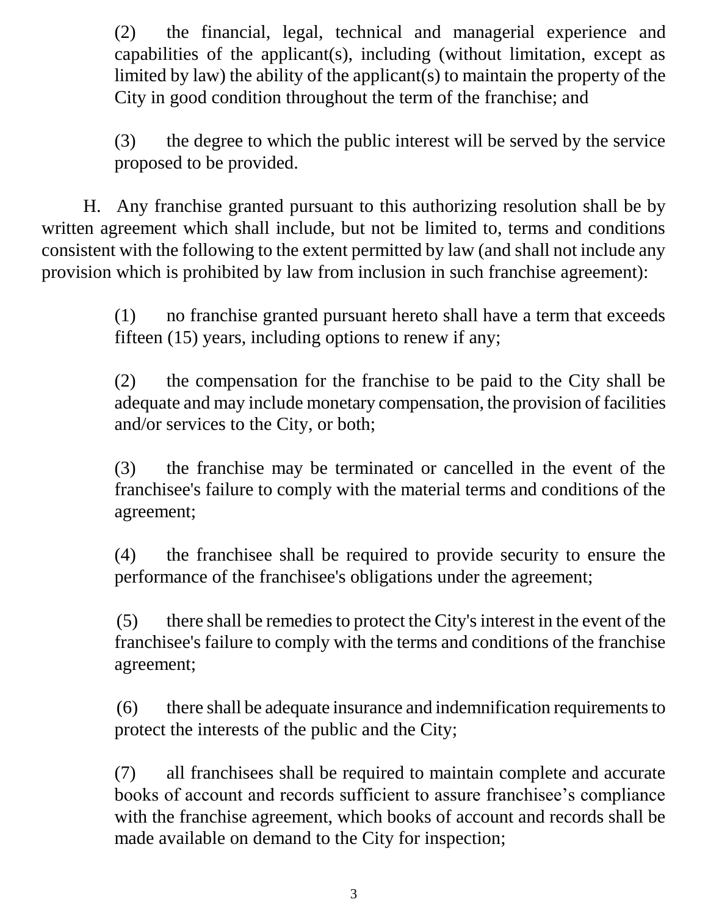(2) the financial, legal, technical and managerial experience and capabilities of the applicant(s), including (without limitation, except as limited by law) the ability of the applicant(s) to maintain the property of the City in good condition throughout the term of the franchise; and

(3) the degree to which the public interest will be served by the service proposed to be provided.

H. Any franchise granted pursuant to this authorizing resolution shall be by written agreement which shall include, but not be limited to, terms and conditions consistent with the following to the extent permitted by law (and shall not include any provision which is prohibited by law from inclusion in such franchise agreement):

(1) no franchise granted pursuant hereto shall have a term that exceeds fifteen (15) years, including options to renew if any;

(2) the compensation for the franchise to be paid to the City shall be adequate and may include monetary compensation, the provision of facilities and/or services to the City, or both;

(3) the franchise may be terminated or cancelled in the event of the franchisee's failure to comply with the material terms and conditions of the agreement;

(4) the franchisee shall be required to provide security to ensure the performance of the franchisee's obligations under the agreement;

(5) there shall be remedies to protect the City's interest in the event of the franchisee's failure to comply with the terms and conditions of the franchise agreement;

(6) there shall be adequate insurance and indemnification requirements to protect the interests of the public and the City;

(7) all franchisees shall be required to maintain complete and accurate books of account and records sufficient to assure franchisee's compliance with the franchise agreement, which books of account and records shall be made available on demand to the City for inspection;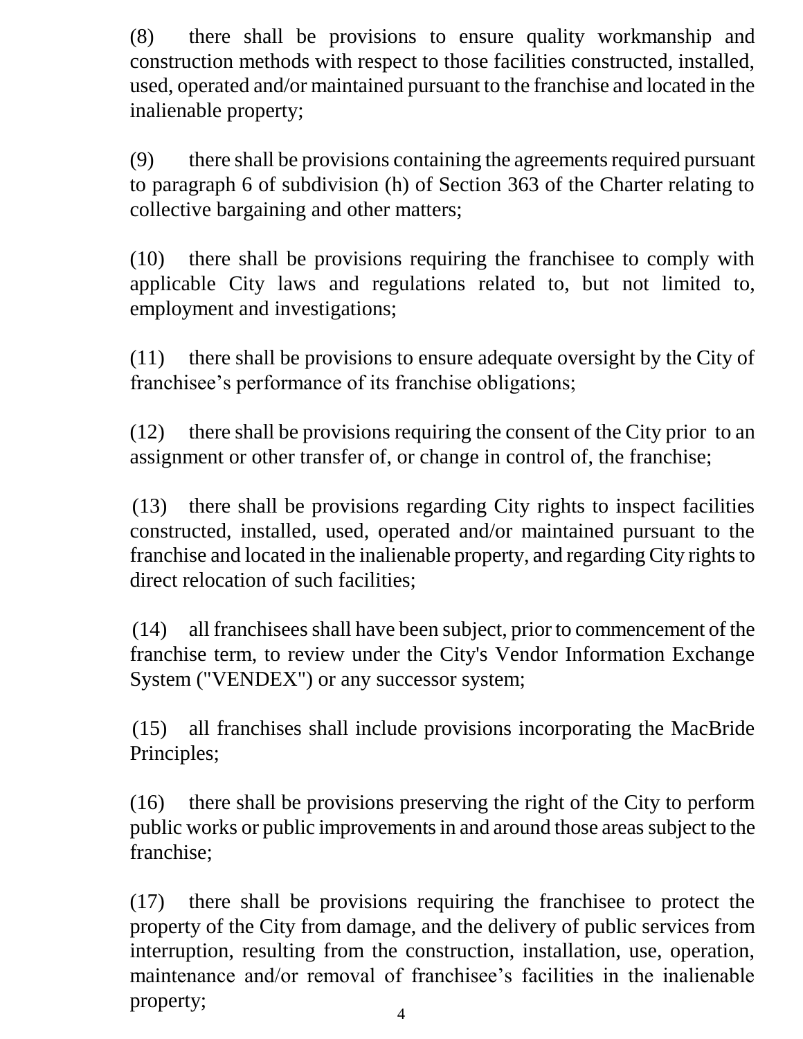(8) there shall be provisions to ensure quality workmanship and construction methods with respect to those facilities constructed, installed, used, operated and/or maintained pursuant to the franchise and located in the inalienable property;

(9) there shall be provisions containing the agreements required pursuant to paragraph 6 of subdivision (h) of Section 363 of the Charter relating to collective bargaining and other matters;

(10) there shall be provisions requiring the franchisee to comply with applicable City laws and regulations related to, but not limited to, employment and investigations;

(11) there shall be provisions to ensure adequate oversight by the City of franchisee's performance of its franchise obligations;

(12) there shall be provisions requiring the consent of the City prior to an assignment or other transfer of, or change in control of, the franchise;

(13) there shall be provisions regarding City rights to inspect facilities constructed, installed, used, operated and/or maintained pursuant to the franchise and located in the inalienable property, and regarding City rights to direct relocation of such facilities;

(14) all franchisees shall have been subject, prior to commencement of the franchise term, to review under the City's Vendor Information Exchange System ("VENDEX") or any successor system;

(15) all franchises shall include provisions incorporating the MacBride Principles;

(16) there shall be provisions preserving the right of the City to perform public works or public improvements in and around those areas subject to the franchise;

(17) there shall be provisions requiring the franchisee to protect the property of the City from damage, and the delivery of public services from interruption, resulting from the construction, installation, use, operation, maintenance and/or removal of franchisee's facilities in the inalienable property;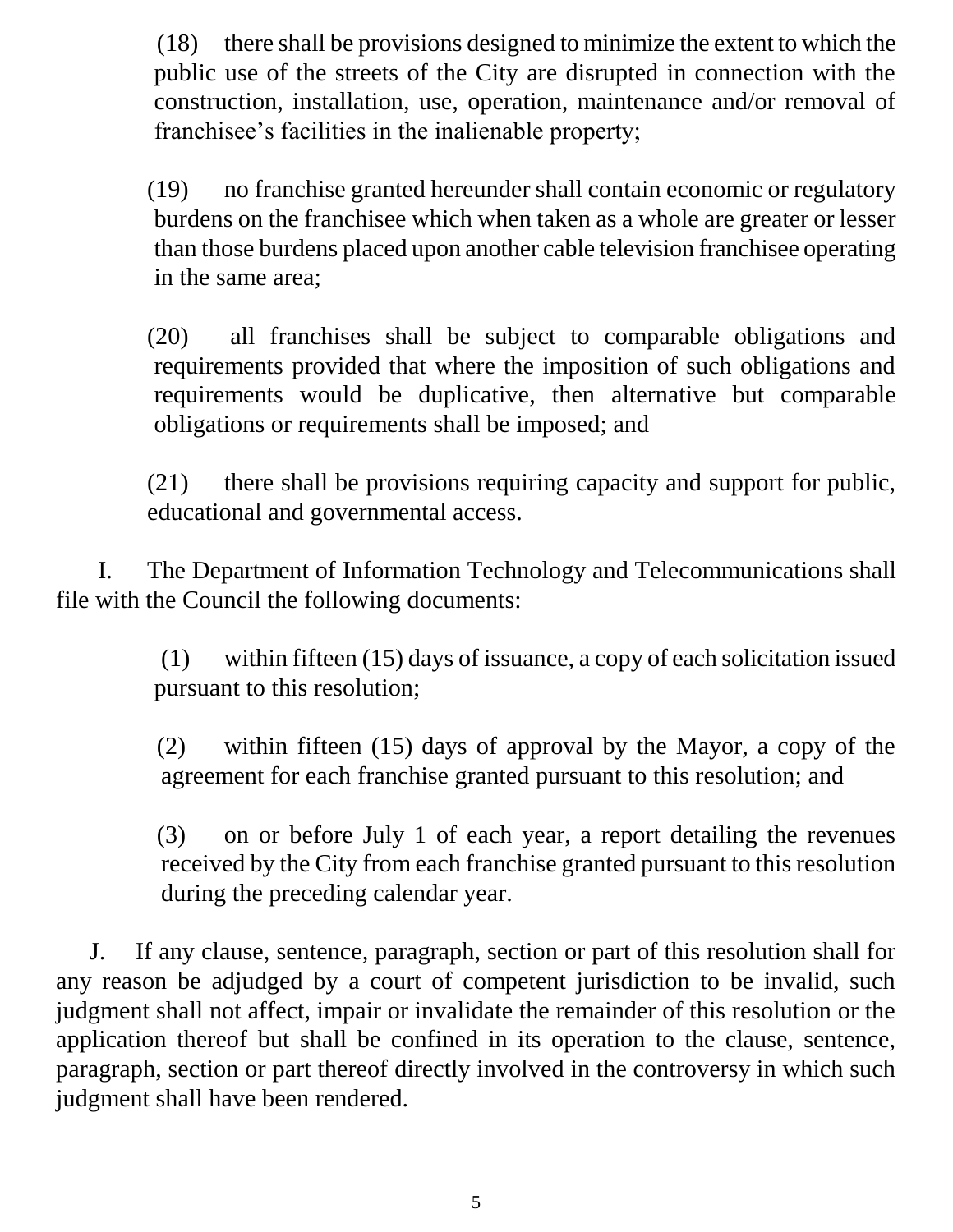(18) there shall be provisions designed to minimize the extent to which the public use of the streets of the City are disrupted in connection with the construction, installation, use, operation, maintenance and/or removal of franchisee's facilities in the inalienable property;

(19) no franchise granted hereunder shall contain economic or regulatory burdens on the franchisee which when taken as a whole are greater or lesser than those burdens placed upon another cable television franchisee operating in the same area;

(20) all franchises shall be subject to comparable obligations and requirements provided that where the imposition of such obligations and requirements would be duplicative, then alternative but comparable obligations or requirements shall be imposed; and

(21) there shall be provisions requiring capacity and support for public, educational and governmental access.

I. The Department of Information Technology and Telecommunications shall file with the Council the following documents:

(1) within fifteen (15) days of issuance, a copy of each solicitation issued pursuant to this resolution;

(2) within fifteen (15) days of approval by the Mayor, a copy of the agreement for each franchise granted pursuant to this resolution; and

(3) on or before July 1 of each year, a report detailing the revenues received by the City from each franchise granted pursuant to this resolution during the preceding calendar year.

J. If any clause, sentence, paragraph, section or part of this resolution shall for any reason be adjudged by a court of competent jurisdiction to be invalid, such judgment shall not affect, impair or invalidate the remainder of this resolution or the application thereof but shall be confined in its operation to the clause, sentence, paragraph, section or part thereof directly involved in the controversy in which such judgment shall have been rendered.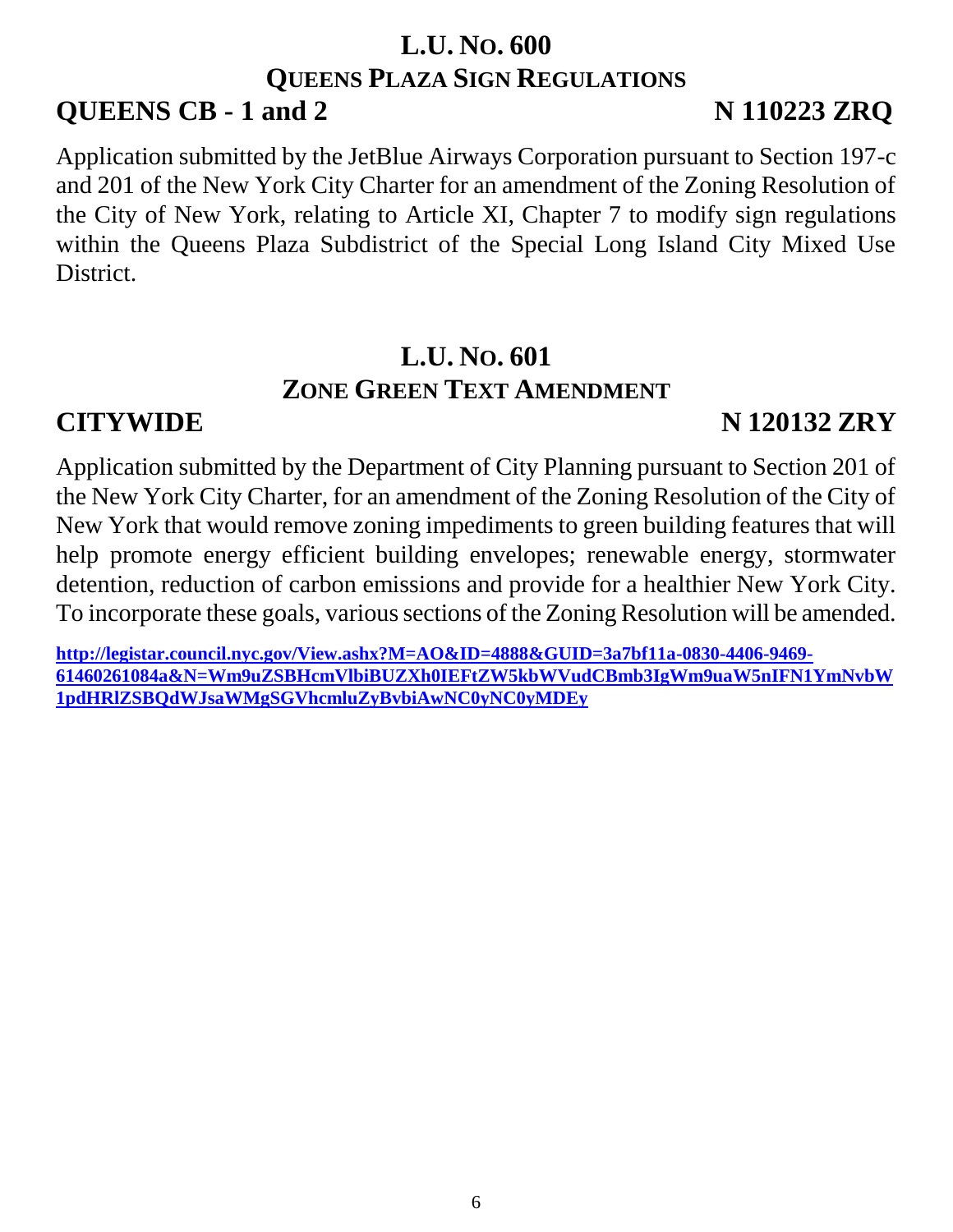## L.U. NO. 600

### QUEENS PLAZA SIGN REGULATIONS

**QUEENS CB - 1 and 2** **N 110223 ZRQ**

Application submitted by the JetBlue Airways Corporation pursuant to Section 197-c and 201 of the New York City Charter for an amendment of the Zoning Resolution of the City of New York, relating to Article XI, Chapter 7 to modify sign regulations within the Queens Plaza Subdistrict of the Special Long Island City Mixed Use District.

## L.U. NO. 601

### ZONE GREEN TEXT AMENDMENT

**CITYWIDE** **N 120132 ZRY**

Application submitted by the Department of City Planning pursuant to Section 201 of the New York City Charter, for an amendment of the Zoning Resolution of the City of New York that would remove zoning impediments to green building features that will help promote energy efficient building envelopes; renewable energy, stormwater detention, reduction of carbon emissions and provide for a healthier New York City. To incorporate these goals, various sections of the Zoning Resolution will be amended.

**http://legistar.council.nyc.gov/View.ashx?M=AO&ID=4888&GUID=3a7bf11a-0830-4406-9469-61460261084a&N=Wm9uZSBHcmVlbiBUZXh0IEFtZW5kbWVudCBmb3IgWm9uaW5nIFN1YmNvbW1pdHRlZSBQdWJsaWMgSGVhcmluZyBvbiAwNC0yNC0yMDEy**